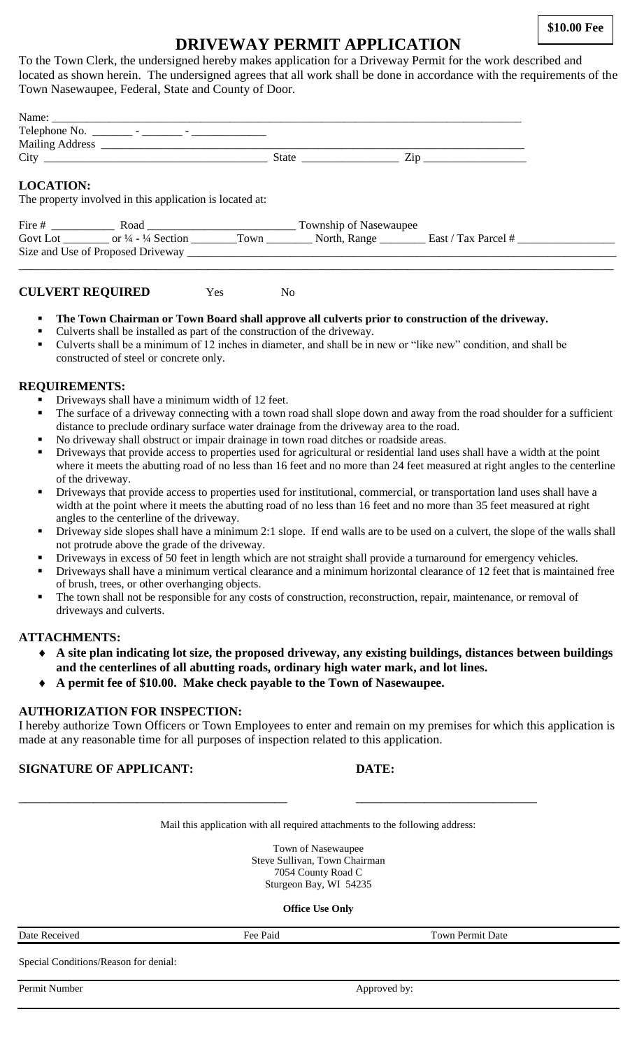**$10.00 Fee**

# DRIVEWAY PERMIT APPLICATION

To the Town Clerk, the undersigned hereby makes application for a Driveway Permit for the work described and located as shown herein. The undersigned agrees that all work shall be done in accordance with the requirements of the Town Nasewaupee, Federal, State and County of Door.

Name: ______________________________________________________________________________

Telephone No. _______ - _______ - ____________

Mailing Address ________________________________________________________________________

City ______________________________________ State ________________ Zip _________________

## LOCATION:

The property involved in this application is located at:

Fire # __________ Road ________________________ Township of Nasewaupee

Govt Lot ________ or ¼ - ¼ Section ________Town ________ North, Range ________ East / Tax Parcel # ________________

Size and Use of Proposed Driveway ______________________________________________________________

_______________________________________________________________________________________________

**CULVERT REQUIRED** Yes No

- **The Town Chairman or Town Board shall approve all culverts prior to construction of the driveway.**
- Culverts shall be installed as part of the construction of the driveway.
- Culverts shall be a minimum of 12 inches in diameter, and shall be in new or "like new" condition, and shall be constructed of steel or concrete only.

## REQUIREMENTS:

- Driveways shall have a minimum width of 12 feet.
- The surface of a driveway connecting with a town road shall slope down and away from the road shoulder for a sufficient distance to preclude ordinary surface water drainage from the driveway area to the road.
- No driveway shall obstruct or impair drainage in town road ditches or roadside areas.
- Driveways that provide access to properties used for agricultural or residential land uses shall have a width at the point where it meets the abutting road of no less than 16 feet and no more than 24 feet measured at right angles to the centerline of the driveway.
- Driveways that provide access to properties used for institutional, commercial, or transportation land uses shall have a width at the point where it meets the abutting road of no less than 16 feet and no more than 35 feet measured at right angles to the centerline of the driveway.
- Driveway side slopes shall have a minimum 2:1 slope. If end walls are to be used on a culvert, the slope of the walls shall not protrude above the grade of the driveway.
- Driveways in excess of 50 feet in length which are not straight shall provide a turnaround for emergency vehicles.
- Driveways shall have a minimum vertical clearance and a minimum horizontal clearance of 12 feet that is maintained free of brush, trees, or other overhanging objects.
- The town shall not be responsible for any costs of construction, reconstruction, repair, maintenance, or removal of driveways and culverts.

## ATTACHMENTS:

- **A site plan indicating lot size, the proposed driveway, any existing buildings, distances between buildings and the centerlines of all abutting roads, ordinary high water mark, and lot lines.**
- **A permit fee of $10.00. Make check payable to the Town of Nasewaupee.**

## AUTHORIZATION FOR INSPECTION:

I hereby authorize Town Officers or Town Employees to enter and remain on my premises for which this application is made at any reasonable time for all purposes of inspection related to this application.

**SIGNATURE OF APPLICANT:** **DATE:**

_____________________________________________ ______________________________

Mail this application with all required attachments to the following address:

Town of Nasewaupee
Steve Sullivan, Town Chairman
7054 County Road C
Sturgeon Bay, WI 54235

**Office Use Only**

| Date Received | Fee Paid | Town Permit Date |
|---|---|---|
| Special Conditions/Reason for denial: | | |
| Permit Number | | Approved by: |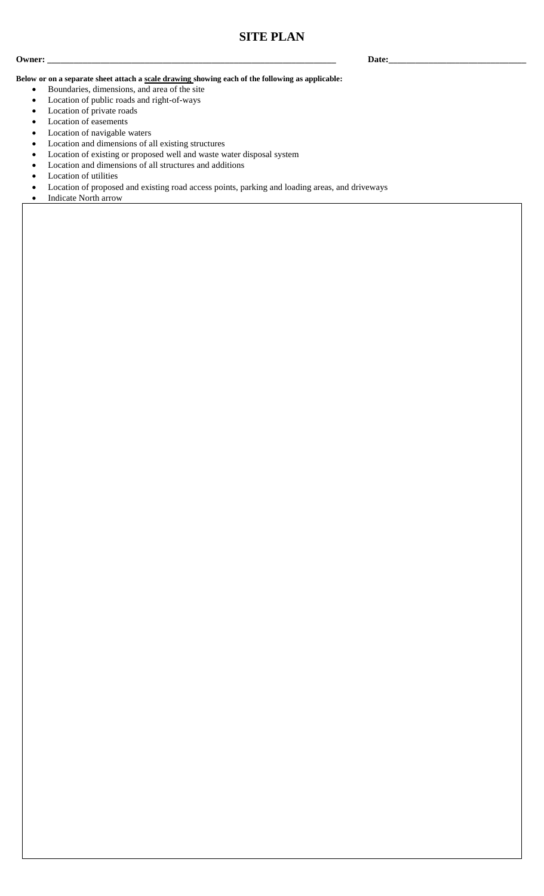# SITE PLAN

**Owner:** ______________________________________________________________ **Date:**______________________________

**Below or on a separate sheet attach a scale drawing showing each of the following as applicable:**

- Boundaries, dimensions, and area of the site
- Location of public roads and right-of-ways
- Location of private roads
- Location of easements
- Location of navigable waters
- Location and dimensions of all existing structures
- Location of existing or proposed well and waste water disposal system
- Location and dimensions of all structures and additions
- Location of utilities
- Location of proposed and existing road access points, parking and loading areas, and driveways
- Indicate North arrow